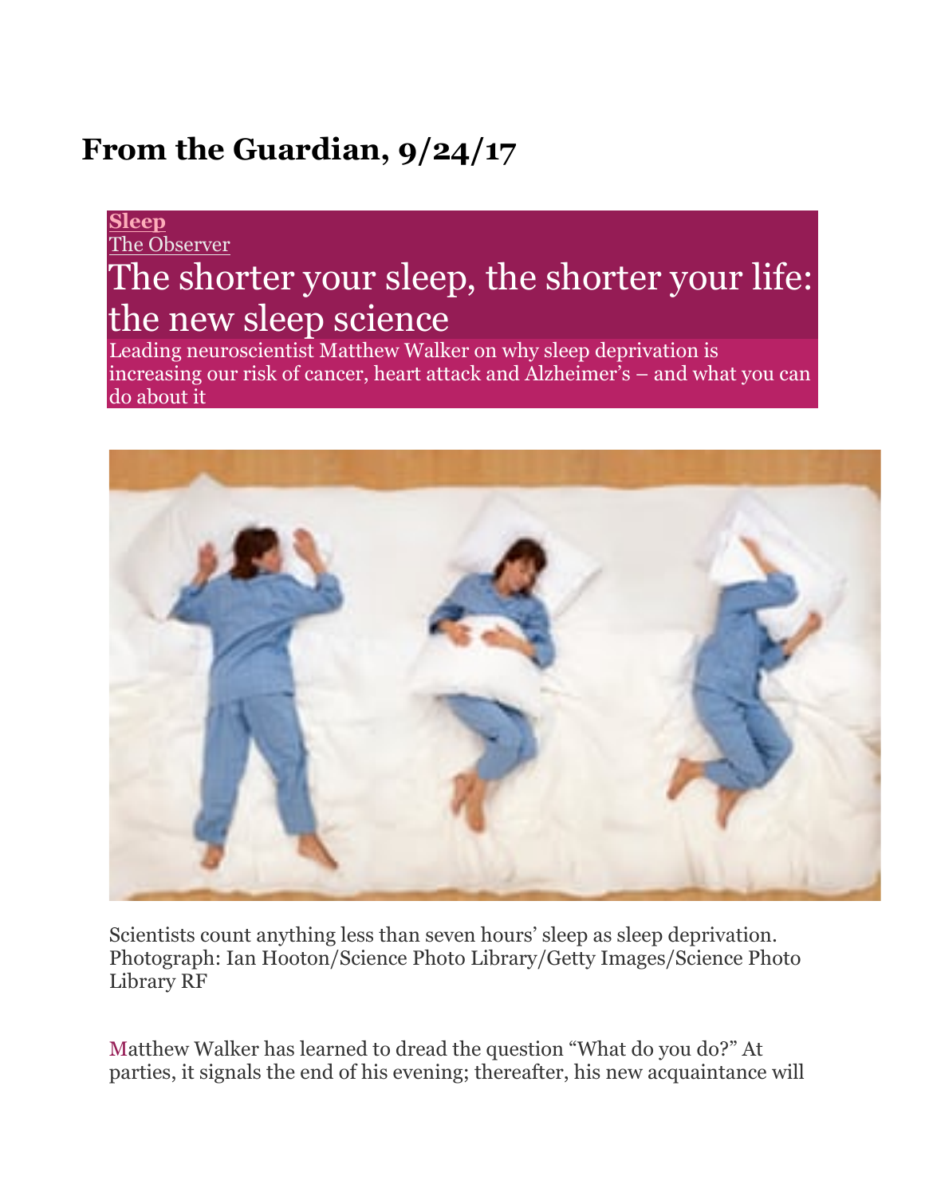# From the Guardian, 9/24/17

**Sleep**

The Observer

## The shorter your sleep, the shorter your life: the new sleep science

Leading neuroscientist Matthew Walker on why sleep deprivation is increasing our risk of cancer, heart attack and Alzheimer's – and what you can do about it

Scientists count anything less than seven hours' sleep as sleep deprivation. Photograph: Ian Hooton/Science Photo Library/Getty Images/Science Photo Library RF

Matthew Walker has learned to dread the question "What do you do?" At parties, it signals the end of his evening; thereafter, his new acquaintance will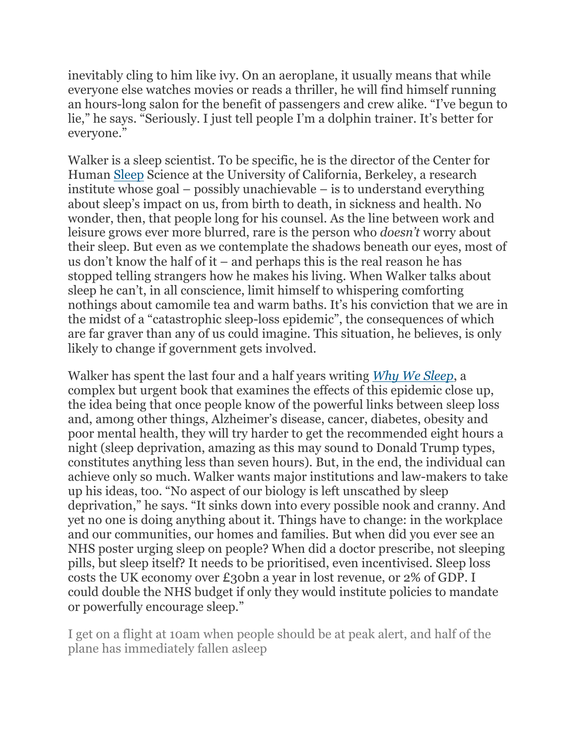inevitably cling to him like ivy. On an aeroplane, it usually means that while everyone else watches movies or reads a thriller, he will find himself running an hours-long salon for the benefit of passengers and crew alike. "I've begun to lie," he says. "Seriously. I just tell people I'm a dolphin trainer. It's better for everyone."

Walker is a sleep scientist. To be specific, he is the director of the Center for Human Sleep Science at the University of California, Berkeley, a research institute whose goal – possibly unachievable – is to understand everything about sleep's impact on us, from birth to death, in sickness and health. No wonder, then, that people long for his counsel. As the line between work and leisure grows ever more blurred, rare is the person who *doesn't* worry about their sleep. But even as we contemplate the shadows beneath our eyes, most of us don't know the half of it – and perhaps this is the real reason he has stopped telling strangers how he makes his living. When Walker talks about sleep he can't, in all conscience, limit himself to whispering comforting nothings about camomile tea and warm baths. It's his conviction that we are in the midst of a "catastrophic sleep-loss epidemic", the consequences of which are far graver than any of us could imagine. This situation, he believes, is only likely to change if government gets involved.

Walker has spent the last four and a half years writing *Why We Sleep*, a complex but urgent book that examines the effects of this epidemic close up, the idea being that once people know of the powerful links between sleep loss and, among other things, Alzheimer's disease, cancer, diabetes, obesity and poor mental health, they will try harder to get the recommended eight hours a night (sleep deprivation, amazing as this may sound to Donald Trump types, constitutes anything less than seven hours). But, in the end, the individual can achieve only so much. Walker wants major institutions and law-makers to take up his ideas, too. "No aspect of our biology is left unscathed by sleep deprivation," he says. "It sinks down into every possible nook and cranny. And yet no one is doing anything about it. Things have to change: in the workplace and our communities, our homes and families. But when did you ever see an NHS poster urging sleep on people? When did a doctor prescribe, not sleeping pills, but sleep itself? It needs to be prioritised, even incentivised. Sleep loss costs the UK economy over £30bn a year in lost revenue, or 2% of GDP. I could double the NHS budget if only they would institute policies to mandate or powerfully encourage sleep."

I get on a flight at 10am when people should be at peak alert, and half of the plane has immediately fallen asleep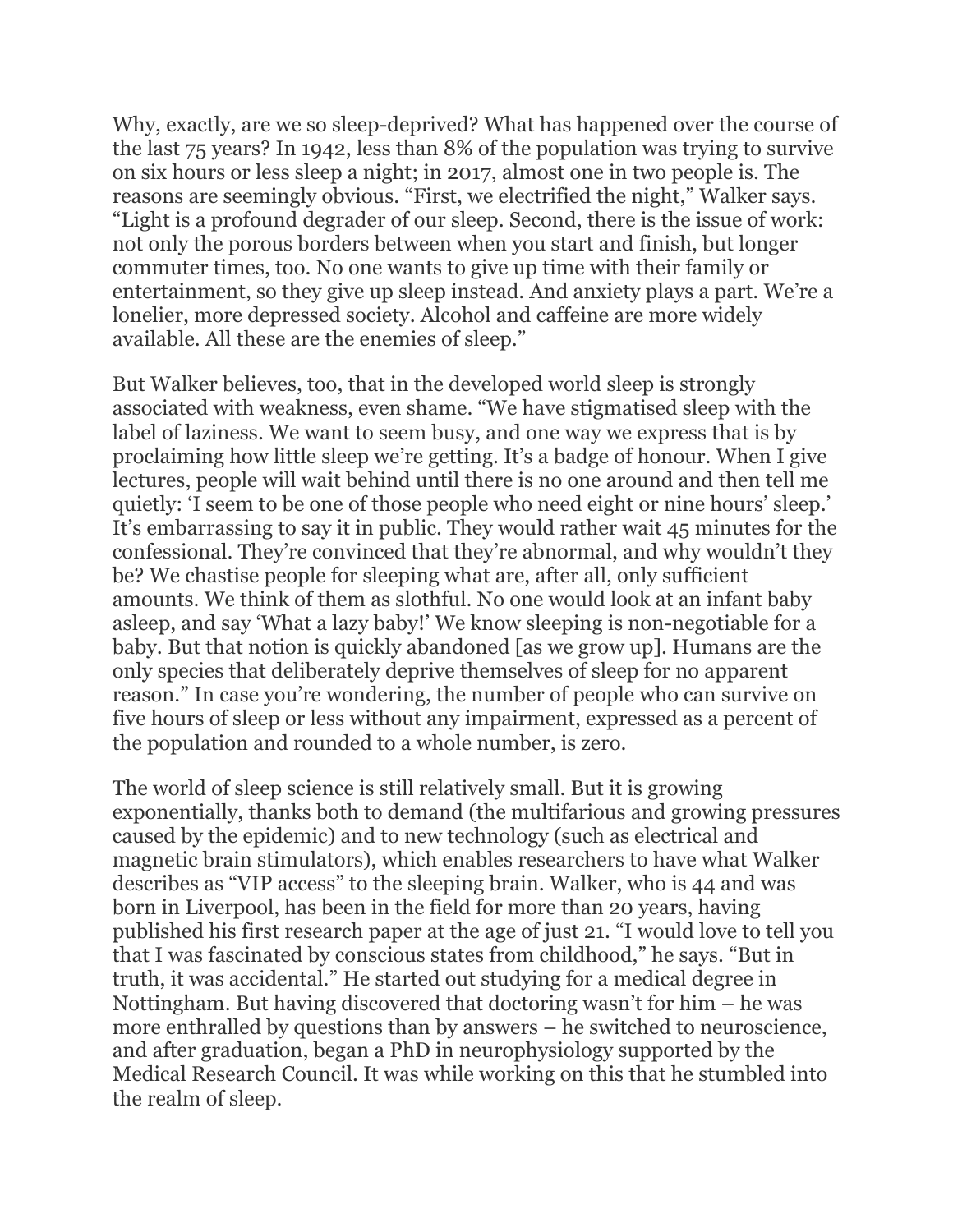Why, exactly, are we so sleep-deprived? What has happened over the course of the last 75 years? In 1942, less than 8% of the population was trying to survive on six hours or less sleep a night; in 2017, almost one in two people is. The reasons are seemingly obvious. “First, we electrified the night,” Walker says. “Light is a profound degrader of our sleep. Second, there is the issue of work: not only the porous borders between when you start and finish, but longer commuter times, too. No one wants to give up time with their family or entertainment, so they give up sleep instead. And anxiety plays a part. We’re a lonelier, more depressed society. Alcohol and caffeine are more widely available. All these are the enemies of sleep.”

But Walker believes, too, that in the developed world sleep is strongly associated with weakness, even shame. “We have stigmatised sleep with the label of laziness. We want to seem busy, and one way we express that is by proclaiming how little sleep we’re getting. It’s a badge of honour. When I give lectures, people will wait behind until there is no one around and then tell me quietly: ‘I seem to be one of those people who need eight or nine hours’ sleep.’ It’s embarrassing to say it in public. They would rather wait 45 minutes for the confessional. They’re convinced that they’re abnormal, and why wouldn’t they be? We chastise people for sleeping what are, after all, only sufficient amounts. We think of them as slothful. No one would look at an infant baby asleep, and say ‘What a lazy baby!’ We know sleeping is non-negotiable for a baby. But that notion is quickly abandoned [as we grow up]. Humans are the only species that deliberately deprive themselves of sleep for no apparent reason.” In case you’re wondering, the number of people who can survive on five hours of sleep or less without any impairment, expressed as a percent of the population and rounded to a whole number, is zero.

The world of sleep science is still relatively small. But it is growing exponentially, thanks both to demand (the multifarious and growing pressures caused by the epidemic) and to new technology (such as electrical and magnetic brain stimulators), which enables researchers to have what Walker describes as “VIP access” to the sleeping brain. Walker, who is 44 and was born in Liverpool, has been in the field for more than 20 years, having published his first research paper at the age of just 21. “I would love to tell you that I was fascinated by conscious states from childhood,” he says. “But in truth, it was accidental.” He started out studying for a medical degree in Nottingham. But having discovered that doctoring wasn’t for him – he was more enthralled by questions than by answers – he switched to neuroscience, and after graduation, began a PhD in neurophysiology supported by the Medical Research Council. It was while working on this that he stumbled into the realm of sleep.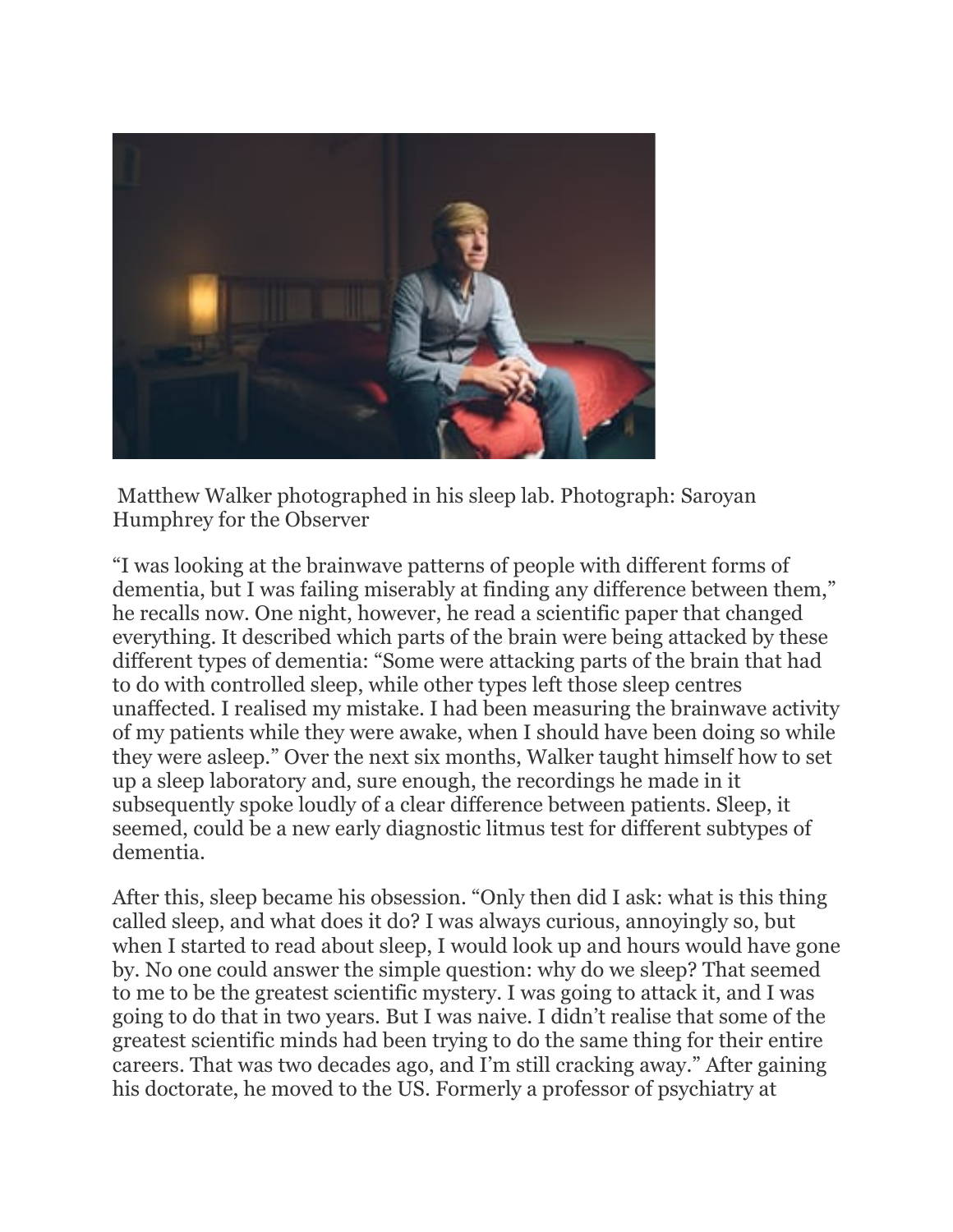Matthew Walker photographed in his sleep lab. Photograph: Saroyan Humphrey for the Observer

“I was looking at the brainwave patterns of people with different forms of dementia, but I was failing miserably at finding any difference between them,” he recalls now. One night, however, he read a scientific paper that changed everything. It described which parts of the brain were being attacked by these different types of dementia: “Some were attacking parts of the brain that had to do with controlled sleep, while other types left those sleep centres unaffected. I realised my mistake. I had been measuring the brainwave activity of my patients while they were awake, when I should have been doing so while they were asleep.” Over the next six months, Walker taught himself how to set up a sleep laboratory and, sure enough, the recordings he made in it subsequently spoke loudly of a clear difference between patients. Sleep, it seemed, could be a new early diagnostic litmus test for different subtypes of dementia.

After this, sleep became his obsession. “Only then did I ask: what is this thing called sleep, and what does it do? I was always curious, annoyingly so, but when I started to read about sleep, I would look up and hours would have gone by. No one could answer the simple question: why do we sleep? That seemed to me to be the greatest scientific mystery. I was going to attack it, and I was going to do that in two years. But I was naive. I didn’t realise that some of the greatest scientific minds had been trying to do the same thing for their entire careers. That was two decades ago, and I’m still cracking away.” After gaining his doctorate, he moved to the US. Formerly a professor of psychiatry at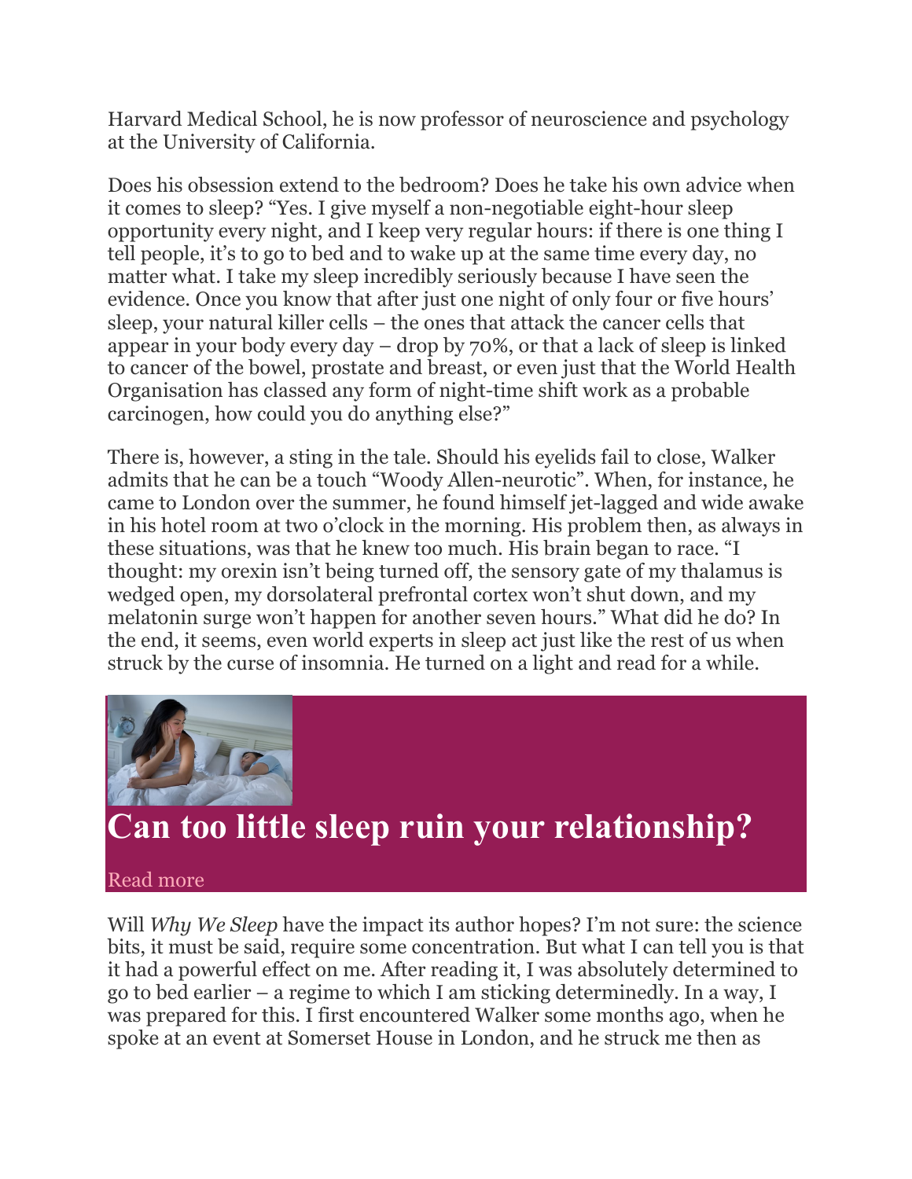Harvard Medical School, he is now professor of neuroscience and psychology at the University of California.

Does his obsession extend to the bedroom? Does he take his own advice when it comes to sleep? “Yes. I give myself a non-negotiable eight-hour sleep opportunity every night, and I keep very regular hours: if there is one thing I tell people, it’s to go to bed and to wake up at the same time every day, no matter what. I take my sleep incredibly seriously because I have seen the evidence. Once you know that after just one night of only four or five hours’ sleep, your natural killer cells – the ones that attack the cancer cells that appear in your body every day – drop by 70%, or that a lack of sleep is linked to cancer of the bowel, prostate and breast, or even just that the World Health Organisation has classed any form of night-time shift work as a probable carcinogen, how could you do anything else?”

There is, however, a sting in the tale. Should his eyelids fail to close, Walker admits that he can be a touch “Woody Allen-neurotic”. When, for instance, he came to London over the summer, he found himself jet-lagged and wide awake in his hotel room at two o’clock in the morning. His problem then, as always in these situations, was that he knew too much. His brain began to race. “I thought: my orexin isn’t being turned off, the sensory gate of my thalamus is wedged open, my dorsolateral prefrontal cortex won’t shut down, and my melatonin surge won’t happen for another seven hours.” What did he do? In the end, it seems, even world experts in sleep act just like the rest of us when struck by the curse of insomnia. He turned on a light and read for a while.

**Can too little sleep ruin your relationship?**

Read more

Will *Why We Sleep* have the impact its author hopes? I’m not sure: the science bits, it must be said, require some concentration. But what I can tell you is that it had a powerful effect on me. After reading it, I was absolutely determined to go to bed earlier – a regime to which I am sticking determinedly. In a way, I was prepared for this. I first encountered Walker some months ago, when he spoke at an event at Somerset House in London, and he struck me then as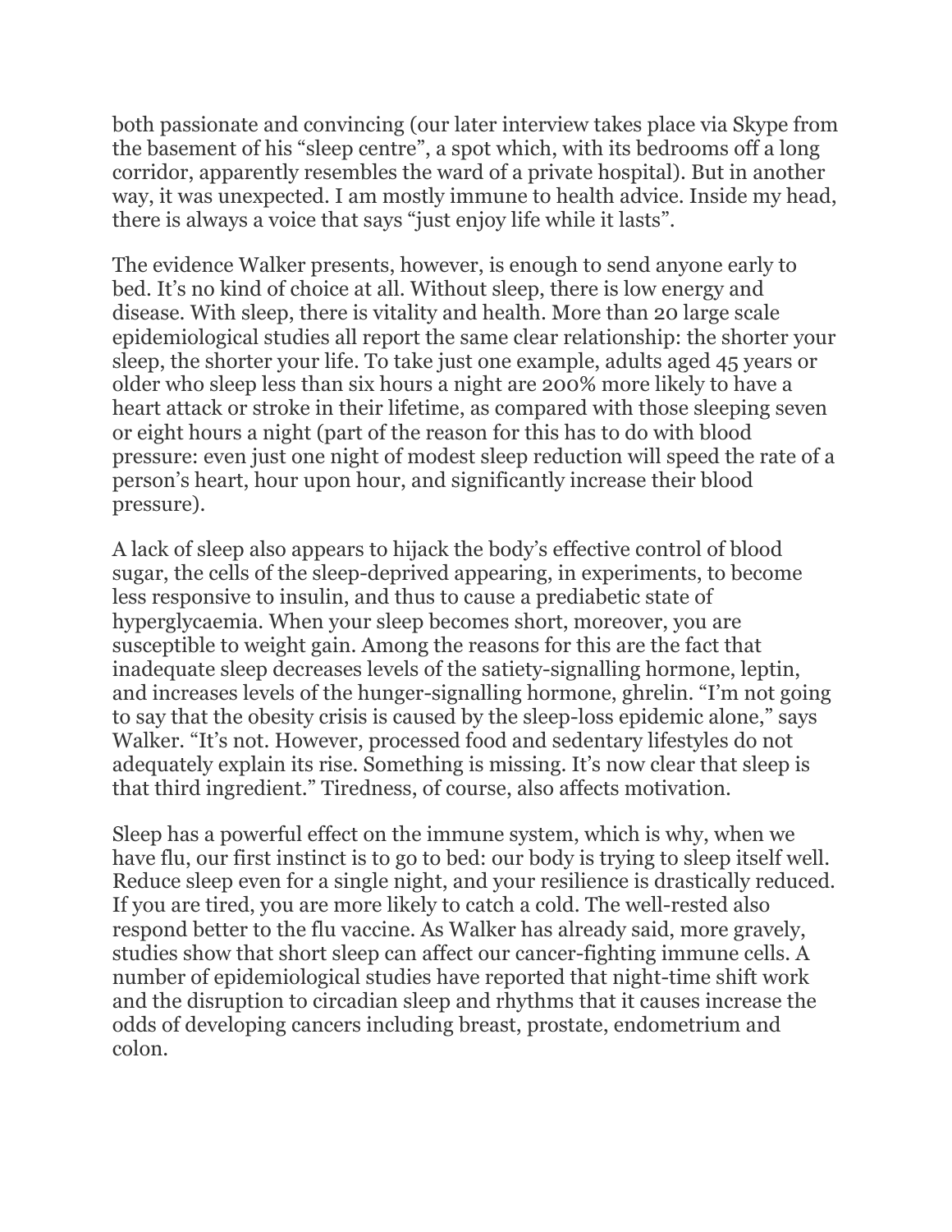both passionate and convincing (our later interview takes place via Skype from the basement of his "sleep centre", a spot which, with its bedrooms off a long corridor, apparently resembles the ward of a private hospital). But in another way, it was unexpected. I am mostly immune to health advice. Inside my head, there is always a voice that says "just enjoy life while it lasts".

The evidence Walker presents, however, is enough to send anyone early to bed. It's no kind of choice at all. Without sleep, there is low energy and disease. With sleep, there is vitality and health. More than 20 large scale epidemiological studies all report the same clear relationship: the shorter your sleep, the shorter your life. To take just one example, adults aged 45 years or older who sleep less than six hours a night are 200% more likely to have a heart attack or stroke in their lifetime, as compared with those sleeping seven or eight hours a night (part of the reason for this has to do with blood pressure: even just one night of modest sleep reduction will speed the rate of a person's heart, hour upon hour, and significantly increase their blood pressure).

A lack of sleep also appears to hijack the body's effective control of blood sugar, the cells of the sleep-deprived appearing, in experiments, to become less responsive to insulin, and thus to cause a prediabetic state of hyperglycaemia. When your sleep becomes short, moreover, you are susceptible to weight gain. Among the reasons for this are the fact that inadequate sleep decreases levels of the satiety-signalling hormone, leptin, and increases levels of the hunger-signalling hormone, ghrelin. "I'm not going to say that the obesity crisis is caused by the sleep-loss epidemic alone," says Walker. "It's not. However, processed food and sedentary lifestyles do not adequately explain its rise. Something is missing. It's now clear that sleep is that third ingredient." Tiredness, of course, also affects motivation.

Sleep has a powerful effect on the immune system, which is why, when we have flu, our first instinct is to go to bed: our body is trying to sleep itself well. Reduce sleep even for a single night, and your resilience is drastically reduced. If you are tired, you are more likely to catch a cold. The well-rested also respond better to the flu vaccine. As Walker has already said, more gravely, studies show that short sleep can affect our cancer-fighting immune cells. A number of epidemiological studies have reported that night-time shift work and the disruption to circadian sleep and rhythms that it causes increase the odds of developing cancers including breast, prostate, endometrium and colon.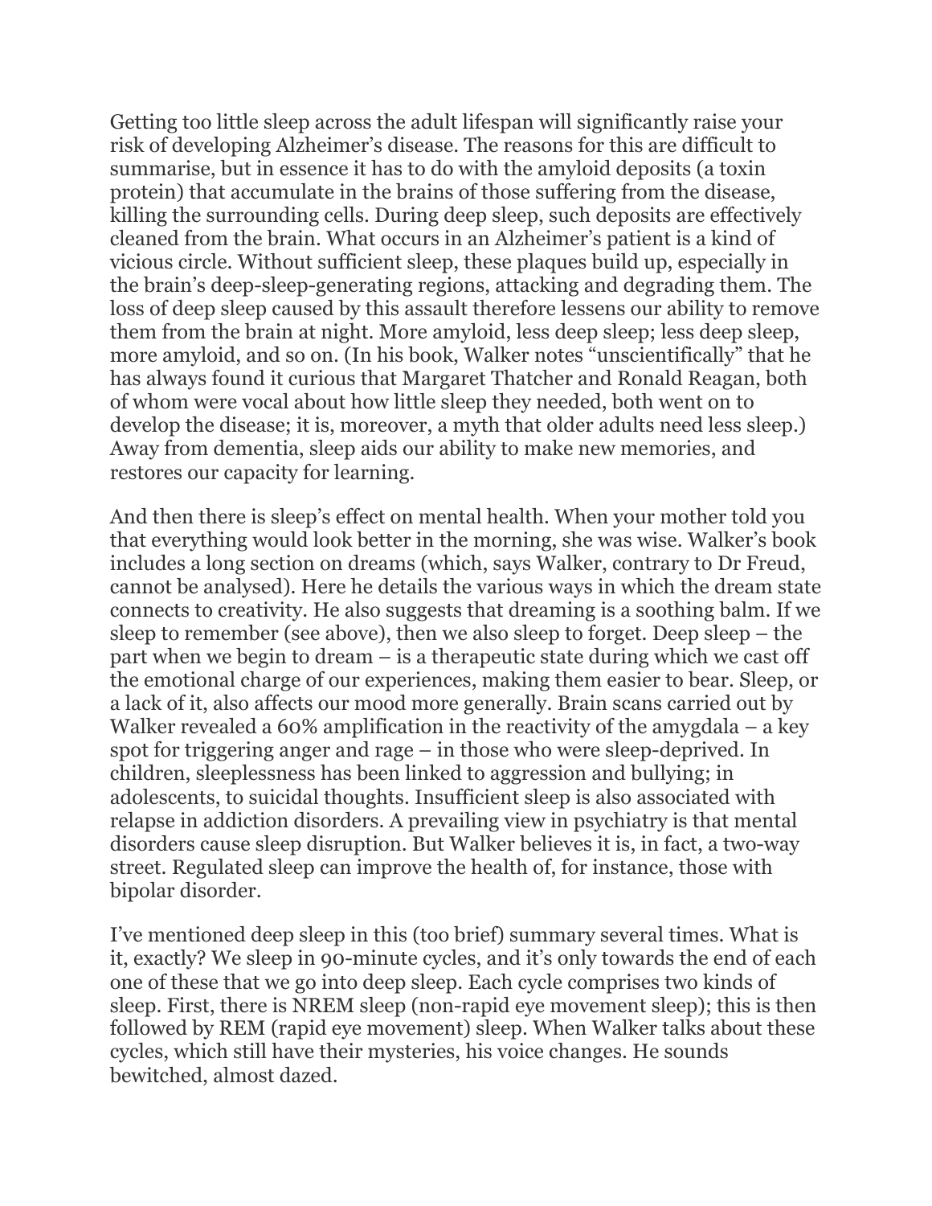Getting too little sleep across the adult lifespan will significantly raise your risk of developing Alzheimer's disease. The reasons for this are difficult to summarise, but in essence it has to do with the amyloid deposits (a toxin protein) that accumulate in the brains of those suffering from the disease, killing the surrounding cells. During deep sleep, such deposits are effectively cleaned from the brain. What occurs in an Alzheimer's patient is a kind of vicious circle. Without sufficient sleep, these plaques build up, especially in the brain's deep-sleep-generating regions, attacking and degrading them. The loss of deep sleep caused by this assault therefore lessens our ability to remove them from the brain at night. More amyloid, less deep sleep; less deep sleep, more amyloid, and so on. (In his book, Walker notes "unscientifically" that he has always found it curious that Margaret Thatcher and Ronald Reagan, both of whom were vocal about how little sleep they needed, both went on to develop the disease; it is, moreover, a myth that older adults need less sleep.) Away from dementia, sleep aids our ability to make new memories, and restores our capacity for learning.

And then there is sleep's effect on mental health. When your mother told you that everything would look better in the morning, she was wise. Walker's book includes a long section on dreams (which, says Walker, contrary to Dr Freud, cannot be analysed). Here he details the various ways in which the dream state connects to creativity. He also suggests that dreaming is a soothing balm. If we sleep to remember (see above), then we also sleep to forget. Deep sleep – the part when we begin to dream – is a therapeutic state during which we cast off the emotional charge of our experiences, making them easier to bear. Sleep, or a lack of it, also affects our mood more generally. Brain scans carried out by Walker revealed a 60% amplification in the reactivity of the amygdala – a key spot for triggering anger and rage – in those who were sleep-deprived. In children, sleeplessness has been linked to aggression and bullying; in adolescents, to suicidal thoughts. Insufficient sleep is also associated with relapse in addiction disorders. A prevailing view in psychiatry is that mental disorders cause sleep disruption. But Walker believes it is, in fact, a two-way street. Regulated sleep can improve the health of, for instance, those with bipolar disorder.

I've mentioned deep sleep in this (too brief) summary several times. What is it, exactly? We sleep in 90-minute cycles, and it's only towards the end of each one of these that we go into deep sleep. Each cycle comprises two kinds of sleep. First, there is NREM sleep (non-rapid eye movement sleep); this is then followed by REM (rapid eye movement) sleep. When Walker talks about these cycles, which still have their mysteries, his voice changes. He sounds bewitched, almost dazed.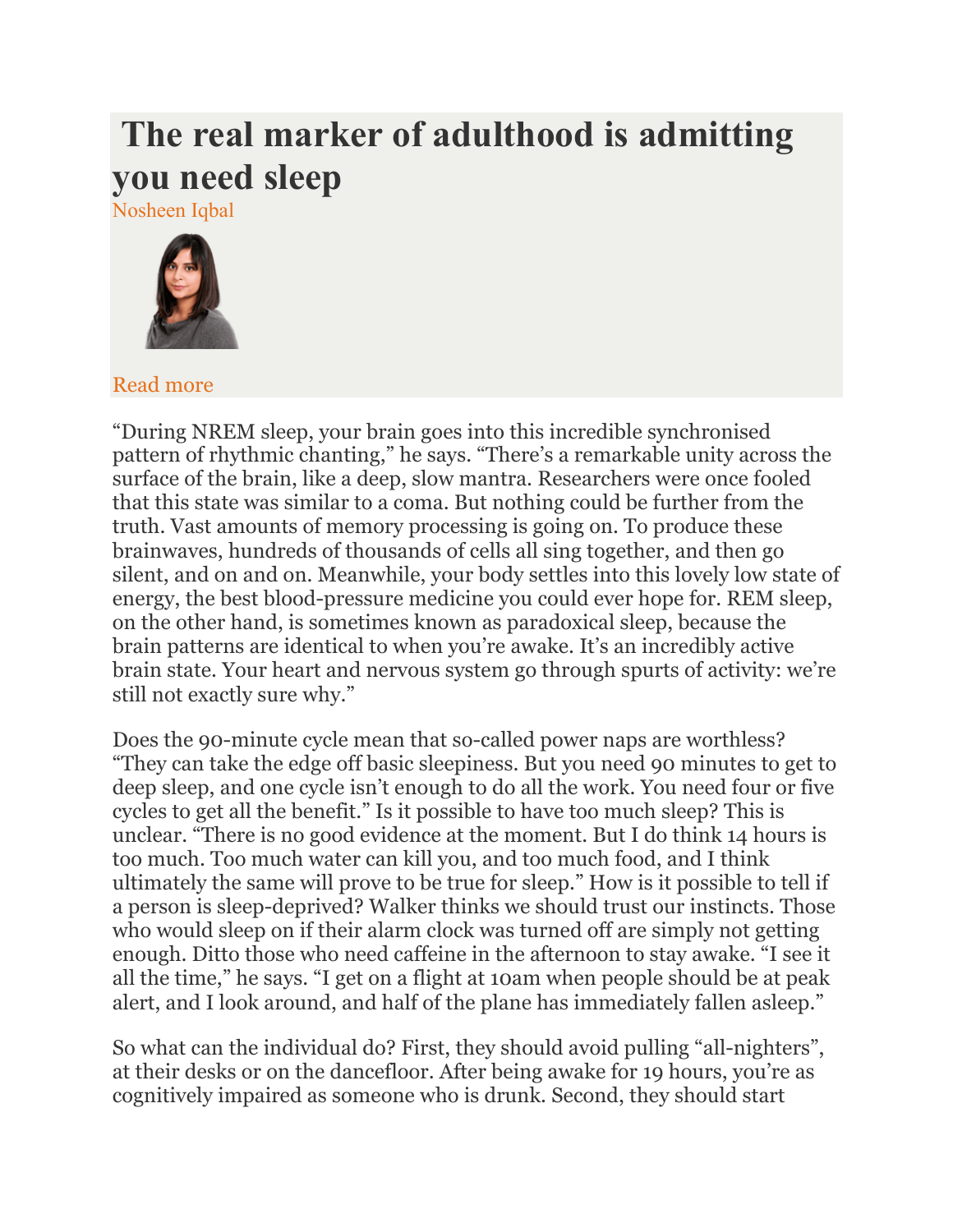# The real marker of adulthood is admitting you need sleep

Nosheen Iqbal

Read more

“During NREM sleep, your brain goes into this incredible synchronised pattern of rhythmic chanting,” he says. “There’s a remarkable unity across the surface of the brain, like a deep, slow mantra. Researchers were once fooled that this state was similar to a coma. But nothing could be further from the truth. Vast amounts of memory processing is going on. To produce these brainwaves, hundreds of thousands of cells all sing together, and then go silent, and on and on. Meanwhile, your body settles into this lovely low state of energy, the best blood-pressure medicine you could ever hope for. REM sleep, on the other hand, is sometimes known as paradoxical sleep, because the brain patterns are identical to when you’re awake. It’s an incredibly active brain state. Your heart and nervous system go through spurts of activity: we’re still not exactly sure why.”

Does the 90-minute cycle mean that so-called power naps are worthless? “They can take the edge off basic sleepiness. But you need 90 minutes to get to deep sleep, and one cycle isn’t enough to do all the work. You need four or five cycles to get all the benefit.” Is it possible to have too much sleep? This is unclear. “There is no good evidence at the moment. But I do think 14 hours is too much. Too much water can kill you, and too much food, and I think ultimately the same will prove to be true for sleep.” How is it possible to tell if a person is sleep-deprived? Walker thinks we should trust our instincts. Those who would sleep on if their alarm clock was turned off are simply not getting enough. Ditto those who need caffeine in the afternoon to stay awake. “I see it all the time,” he says. “I get on a flight at 10am when people should be at peak alert, and I look around, and half of the plane has immediately fallen asleep.”

So what can the individual do? First, they should avoid pulling “all-nighters”, at their desks or on the dancefloor. After being awake for 19 hours, you’re as cognitively impaired as someone who is drunk. Second, they should start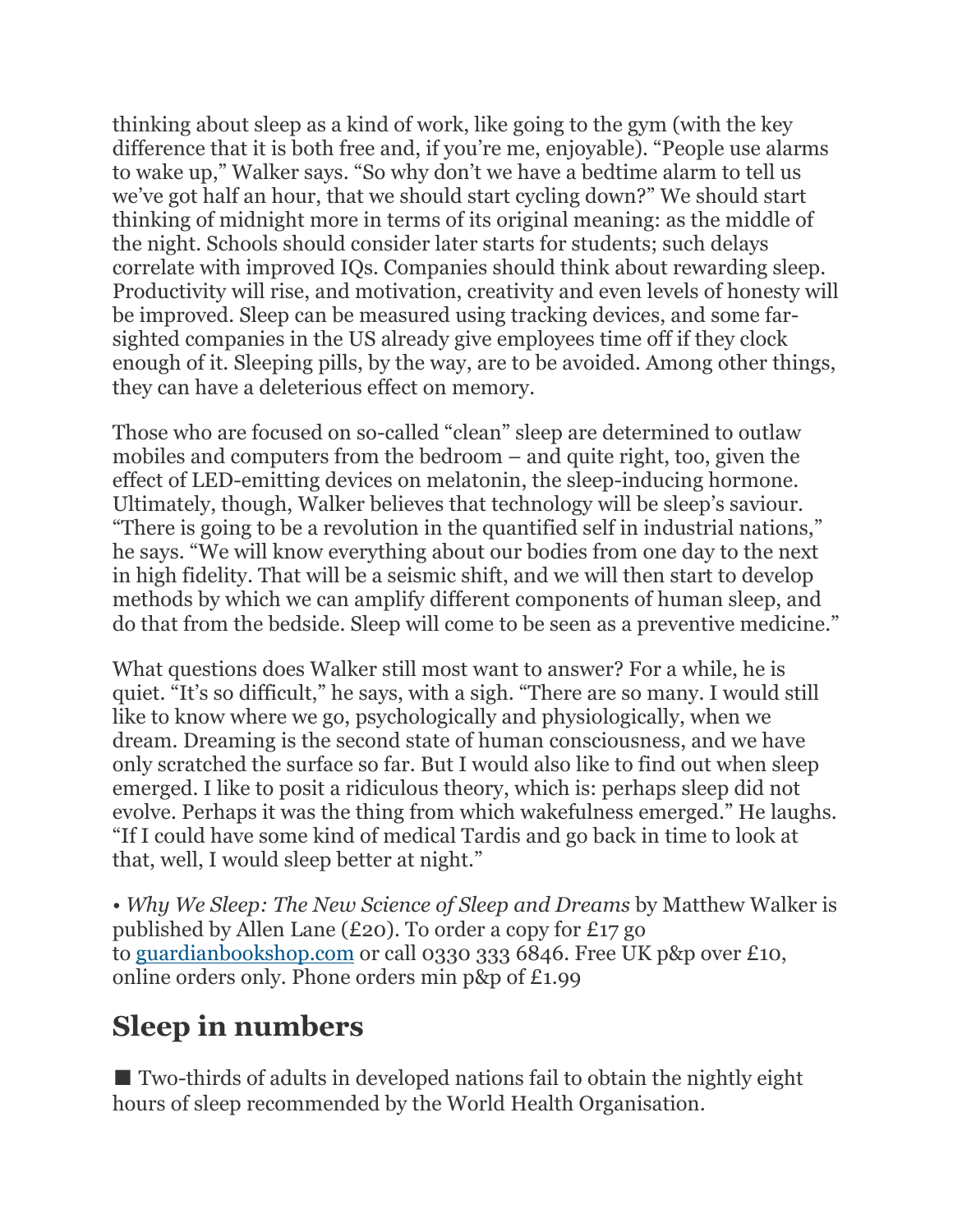thinking about sleep as a kind of work, like going to the gym (with the key difference that it is both free and, if you're me, enjoyable). "People use alarms to wake up," Walker says. "So why don't we have a bedtime alarm to tell us we've got half an hour, that we should start cycling down?" We should start thinking of midnight more in terms of its original meaning: as the middle of the night. Schools should consider later starts for students; such delays correlate with improved IQs. Companies should think about rewarding sleep. Productivity will rise, and motivation, creativity and even levels of honesty will be improved. Sleep can be measured using tracking devices, and some far-sighted companies in the US already give employees time off if they clock enough of it. Sleeping pills, by the way, are to be avoided. Among other things, they can have a deleterious effect on memory.

Those who are focused on so-called "clean" sleep are determined to outlaw mobiles and computers from the bedroom – and quite right, too, given the effect of LED-emitting devices on melatonin, the sleep-inducing hormone. Ultimately, though, Walker believes that technology will be sleep's saviour. "There is going to be a revolution in the quantified self in industrial nations," he says. "We will know everything about our bodies from one day to the next in high fidelity. That will be a seismic shift, and we will then start to develop methods by which we can amplify different components of human sleep, and do that from the bedside. Sleep will come to be seen as a preventive medicine."

What questions does Walker still most want to answer? For a while, he is quiet. "It's so difficult," he says, with a sigh. "There are so many. I would still like to know where we go, psychologically and physiologically, when we dream. Dreaming is the second state of human consciousness, and we have only scratched the surface so far. But I would also like to find out when sleep emerged. I like to posit a ridiculous theory, which is: perhaps sleep did not evolve. Perhaps it was the thing from which wakefulness emerged." He laughs. "If I could have some kind of medical Tardis and go back in time to look at that, well, I would sleep better at night."

• *Why We Sleep: The New Science of Sleep and Dreams* by Matthew Walker is published by Allen Lane (£20). To order a copy for £17 go to [guardianbookshop.com](guardianbookshop.com) or call 0330 333 6846. Free UK p&p over £10, online orders only. Phone orders min p&p of £1.99

## Sleep in numbers

■ Two-thirds of adults in developed nations fail to obtain the nightly eight hours of sleep recommended by the World Health Organisation.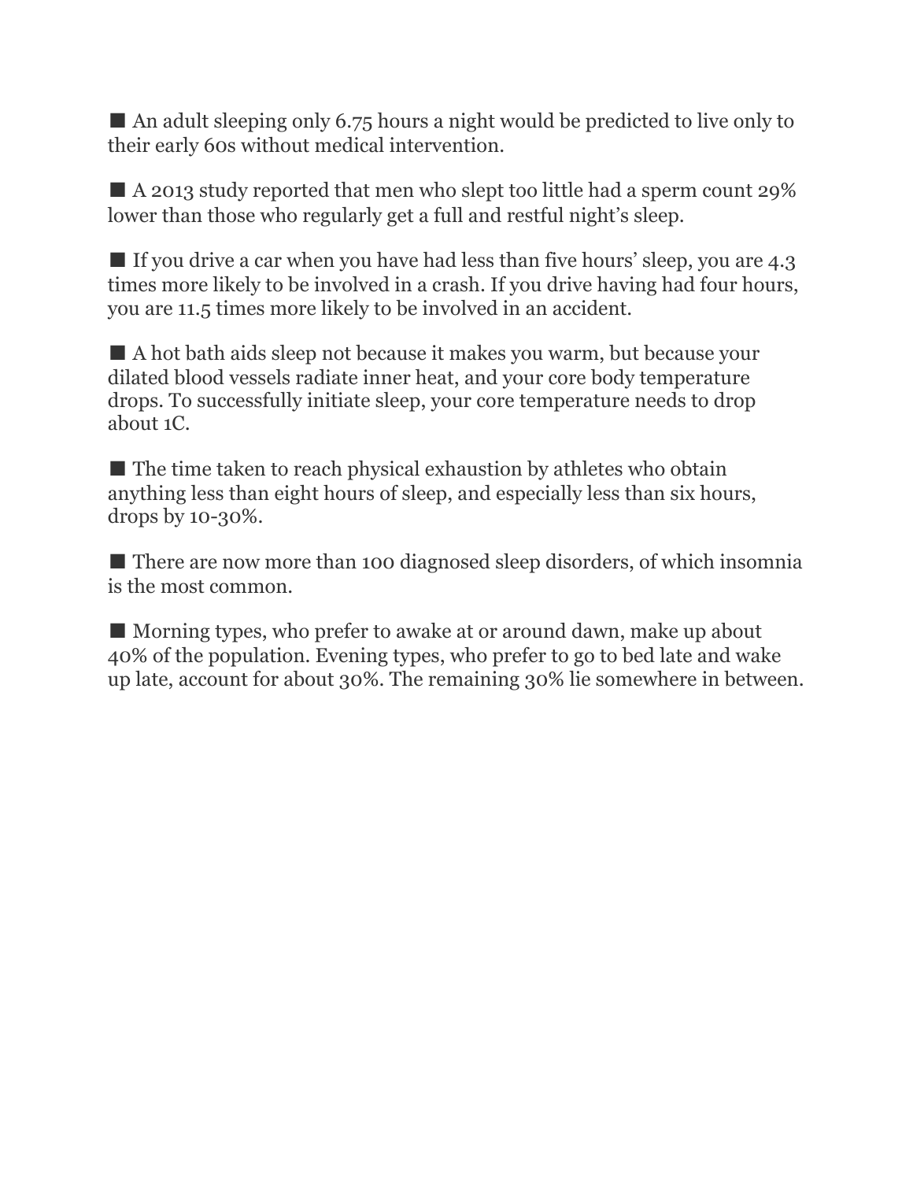■ An adult sleeping only 6.75 hours a night would be predicted to live only to their early 60s without medical intervention.

■ A 2013 study reported that men who slept too little had a sperm count 29% lower than those who regularly get a full and restful night's sleep.

■ If you drive a car when you have had less than five hours' sleep, you are 4.3 times more likely to be involved in a crash. If you drive having had four hours, you are 11.5 times more likely to be involved in an accident.

■ A hot bath aids sleep not because it makes you warm, but because your dilated blood vessels radiate inner heat, and your core body temperature drops. To successfully initiate sleep, your core temperature needs to drop about 1C.

■ The time taken to reach physical exhaustion by athletes who obtain anything less than eight hours of sleep, and especially less than six hours, drops by 10-30%.

■ There are now more than 100 diagnosed sleep disorders, of which insomnia is the most common.

■ Morning types, who prefer to awake at or around dawn, make up about 40% of the population. Evening types, who prefer to go to bed late and wake up late, account for about 30%. The remaining 30% lie somewhere in between.